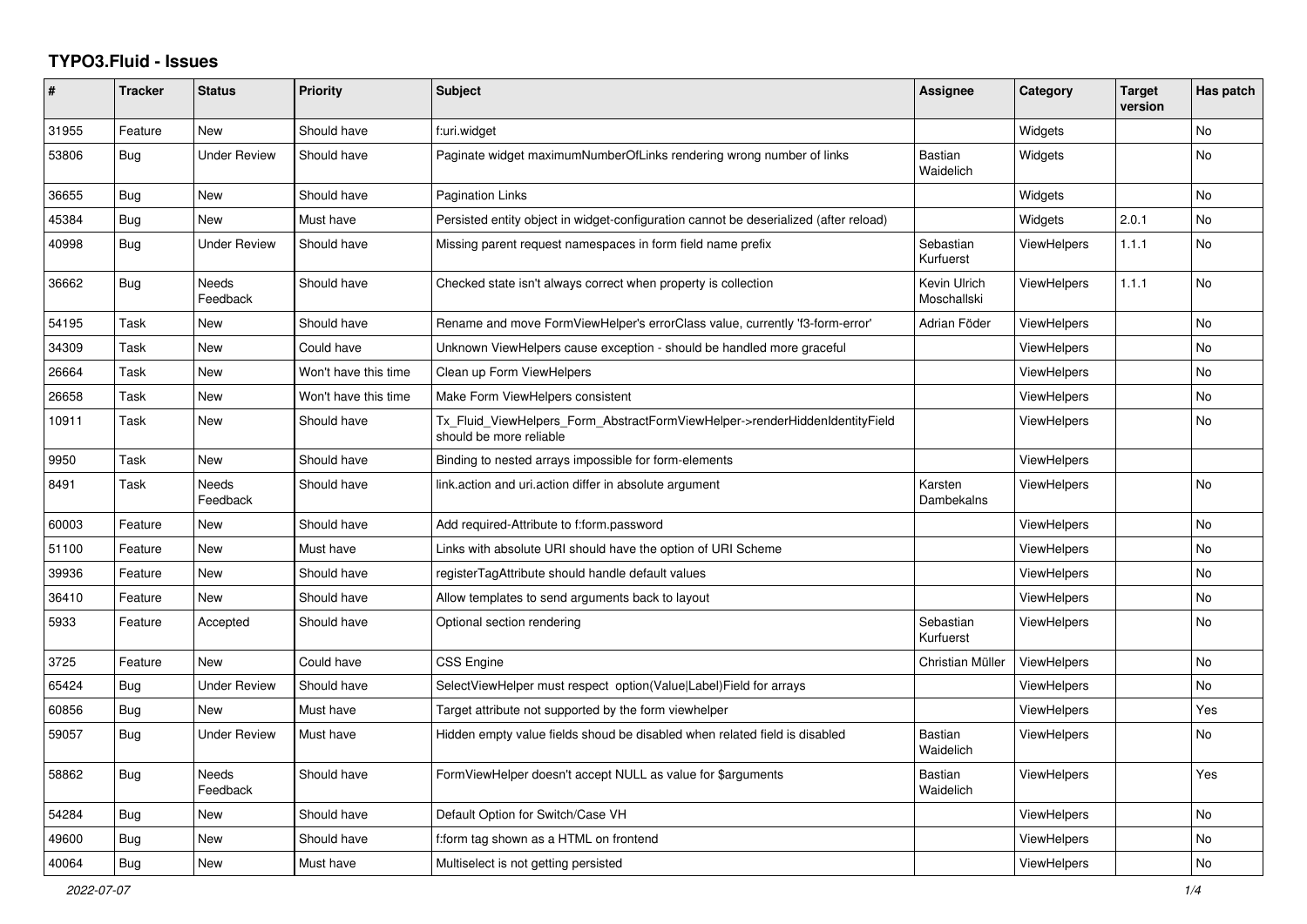# TYPO3.Fluid - Issues

| # | Tracker | Status | Priority | Subject | Assignee | Category | Target version | Has patch |
|---|---|---|---|---|---|---|---|---|
| 31955 | Feature | New | Should have | f:uri.widget | | Widgets | | No |
| 53806 | Bug | Under Review | Should have | Paginate widget maximumNumberOfLinks rendering wrong number of links | Bastian Waidelich | Widgets | | No |
| 36655 | Bug | New | Should have | Pagination Links | | Widgets | | No |
| 45384 | Bug | New | Must have | Persisted entity object in widget-configuration cannot be deserialized (after reload) | | Widgets | 2.0.1 | No |
| 40998 | Bug | Under Review | Should have | Missing parent request namespaces in form field name prefix | Sebastian Kurfuerst | ViewHelpers | 1.1.1 | No |
| 36662 | Bug | Needs Feedback | Should have | Checked state isn't always correct when property is collection | Kevin Ulrich Moschallski | ViewHelpers | 1.1.1 | No |
| 54195 | Task | New | Should have | Rename and move FormViewHelper's errorClass value, currently 'f3-form-error' | Adrian Föder | ViewHelpers | | No |
| 34309 | Task | New | Could have | Unknown ViewHelpers cause exception - should be handled more graceful | | ViewHelpers | | No |
| 26664 | Task | New | Won't have this time | Clean up Form ViewHelpers | | ViewHelpers | | No |
| 26658 | Task | New | Won't have this time | Make Form ViewHelpers consistent | | ViewHelpers | | No |
| 10911 | Task | New | Should have | Tx_Fluid_ViewHelpers_Form_AbstractFormViewHelper->renderHiddenIdentityField should be more reliable | | ViewHelpers | | No |
| 9950 | Task | New | Should have | Binding to nested arrays impossible for form-elements | | ViewHelpers | | |
| 8491 | Task | Needs Feedback | Should have | link.action and uri.action differ in absolute argument | Karsten Dambekalns | ViewHelpers | | No |
| 60003 | Feature | New | Should have | Add required-Attribute to f:form.password | | ViewHelpers | | No |
| 51100 | Feature | New | Must have | Links with absolute URI should have the option of URI Scheme | | ViewHelpers | | No |
| 39936 | Feature | New | Should have | registerTagAttribute should handle default values | | ViewHelpers | | No |
| 36410 | Feature | New | Should have | Allow templates to send arguments back to layout | | ViewHelpers | | No |
| 5933 | Feature | Accepted | Should have | Optional section rendering | Sebastian Kurfuerst | ViewHelpers | | No |
| 3725 | Feature | New | Could have | CSS Engine | Christian Müller | ViewHelpers | | No |
| 65424 | Bug | Under Review | Should have | SelectViewHelper must respect option(Value\|Label)Field for arrays | | ViewHelpers | | No |
| 60856 | Bug | New | Must have | Target attribute not supported by the form viewhelper | | ViewHelpers | | Yes |
| 59057 | Bug | Under Review | Must have | Hidden empty value fields shoud be disabled when related field is disabled | Bastian Waidelich | ViewHelpers | | No |
| 58862 | Bug | Needs Feedback | Should have | FormViewHelper doesn't accept NULL as value for $arguments | Bastian Waidelich | ViewHelpers | | Yes |
| 54284 | Bug | New | Should have | Default Option for Switch/Case VH | | ViewHelpers | | No |
| 49600 | Bug | New | Should have | f:form tag shown as a HTML on frontend | | ViewHelpers | | No |
| 40064 | Bug | New | Must have | Multiselect is not getting persisted | | ViewHelpers | | No |

*2022-07-07*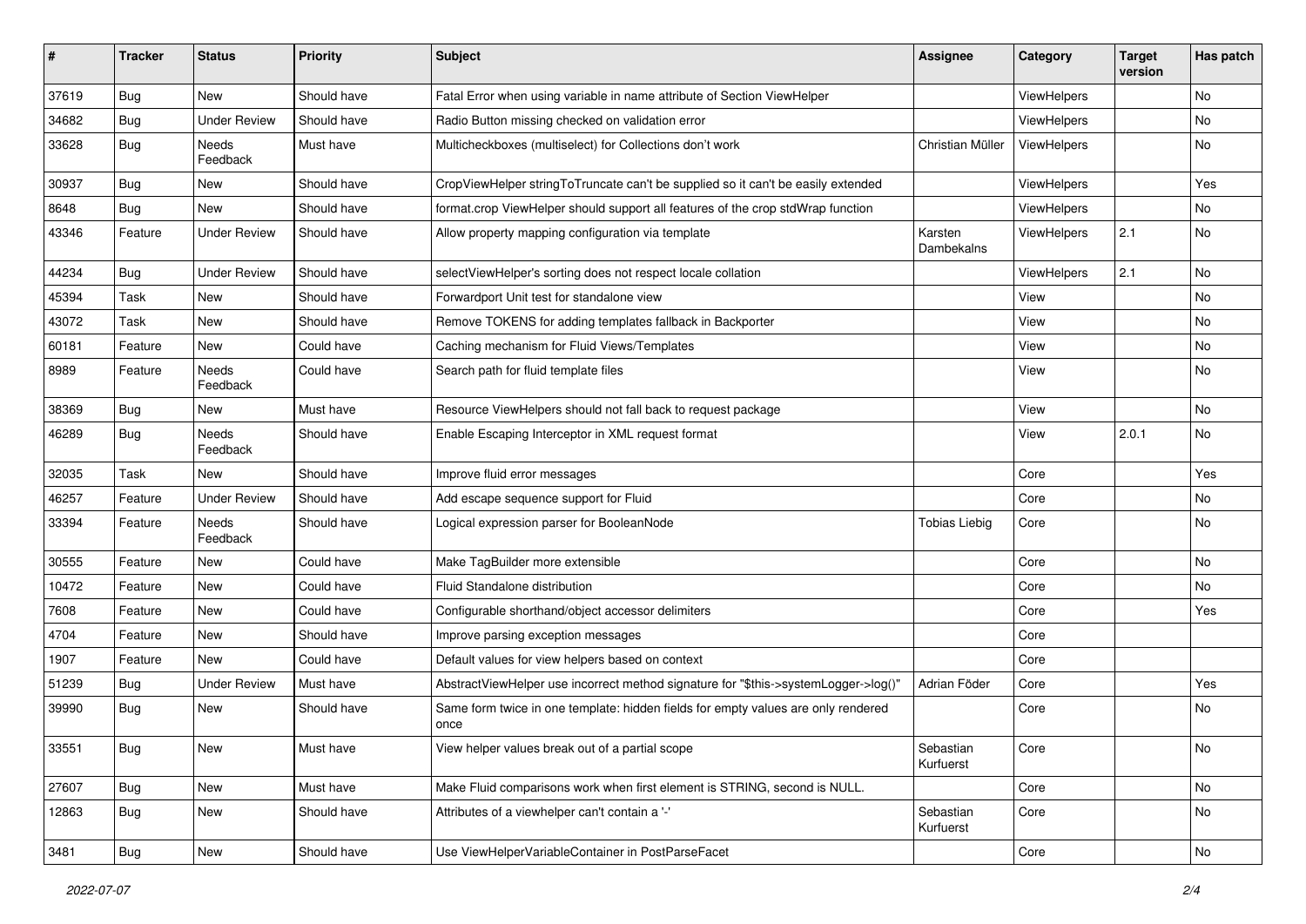| # | Tracker | Status | Priority | Subject | Assignee | Category | Target version | Has patch |
| --- | --- | --- | --- | --- | --- | --- | --- | --- |
| 37619 | Bug | New | Should have | Fatal Error when using variable in name attribute of Section ViewHelper | | ViewHelpers | | No |
| 34682 | Bug | Under Review | Should have | Radio Button missing checked on validation error | | ViewHelpers | | No |
| 33628 | Bug | Needs Feedback | Must have | Multicheckboxes (multiselect) for Collections don't work | Christian Müller | ViewHelpers | | No |
| 30937 | Bug | New | Should have | CropViewHelper stringToTruncate can't be supplied so it can't be easily extended | | ViewHelpers | | Yes |
| 8648 | Bug | New | Should have | format.crop ViewHelper should support all features of the crop stdWrap function | | ViewHelpers | | No |
| 43346 | Feature | Under Review | Should have | Allow property mapping configuration via template | Karsten Dambekalns | ViewHelpers | 2.1 | No |
| 44234 | Bug | Under Review | Should have | selectViewHelper's sorting does not respect locale collation | | ViewHelpers | 2.1 | No |
| 45394 | Task | New | Should have | Forwardport Unit test for standalone view | | View | | No |
| 43072 | Task | New | Should have | Remove TOKENS for adding templates fallback in Backporter | | View | | No |
| 60181 | Feature | New | Could have | Caching mechanism for Fluid Views/Templates | | View | | No |
| 8989 | Feature | Needs Feedback | Could have | Search path for fluid template files | | View | | No |
| 38369 | Bug | New | Must have | Resource ViewHelpers should not fall back to request package | | View | | No |
| 46289 | Bug | Needs Feedback | Should have | Enable Escaping Interceptor in XML request format | | View | 2.0.1 | No |
| 32035 | Task | New | Should have | Improve fluid error messages | | Core | | Yes |
| 46257 | Feature | Under Review | Should have | Add escape sequence support for Fluid | | Core | | No |
| 33394 | Feature | Needs Feedback | Should have | Logical expression parser for BooleanNode | Tobias Liebig | Core | | No |
| 30555 | Feature | New | Could have | Make TagBuilder more extensible | | Core | | No |
| 10472 | Feature | New | Could have | Fluid Standalone distribution | | Core | | No |
| 7608 | Feature | New | Could have | Configurable shorthand/object accessor delimiters | | Core | | Yes |
| 4704 | Feature | New | Should have | Improve parsing exception messages | | Core | | |
| 1907 | Feature | New | Could have | Default values for view helpers based on context | | Core | | |
| 51239 | Bug | Under Review | Must have | AbstractViewHelper use incorrect method signature for "$this->systemLogger->log()" | Adrian Föder | Core | | Yes |
| 39990 | Bug | New | Should have | Same form twice in one template: hidden fields for empty values are only rendered once | | Core | | No |
| 33551 | Bug | New | Must have | View helper values break out of a partial scope | Sebastian Kurfuerst | Core | | No |
| 27607 | Bug | New | Must have | Make Fluid comparisons work when first element is STRING, second is NULL. | | Core | | No |
| 12863 | Bug | New | Should have | Attributes of a viewhelper can't contain a '-' | Sebastian Kurfuerst | Core | | No |
| 3481 | Bug | New | Should have | Use ViewHelperVariableContainer in PostParseFacet | | Core | | No |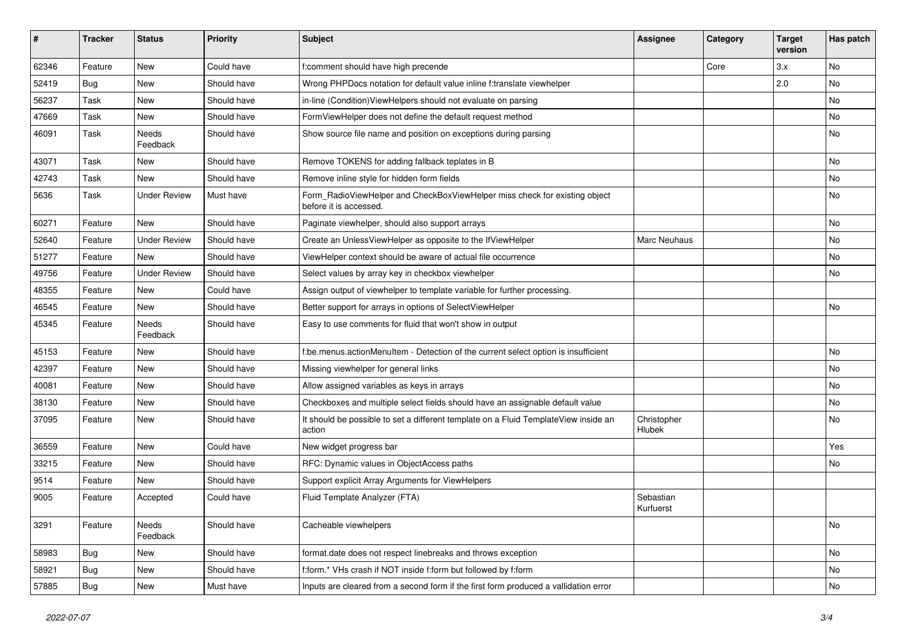| # | Tracker | Status | Priority | Subject | Assignee | Category | Target version | Has patch |
|---|---|---|---|---|---|---|---|---|
| 62346 | Feature | New | Could have | f:comment should have high precende | | Core | 3.x | No |
| 52419 | Bug | New | Should have | Wrong PHPDocs notation for default value inline f:translate viewhelper | | | 2.0 | No |
| 56237 | Task | New | Should have | in-line (Condition)ViewHelpers should not evaluate on parsing | | | | No |
| 47669 | Task | New | Should have | FormViewHelper does not define the default request method | | | | No |
| 46091 | Task | Needs Feedback | Should have | Show source file name and position on exceptions during parsing | | | | No |
| 43071 | Task | New | Should have | Remove TOKENS for adding fallback teplates in B | | | | No |
| 42743 | Task | New | Should have | Remove inline style for hidden form fields | | | | No |
| 5636 | Task | Under Review | Must have | Form_RadioViewHelper and CheckBoxViewHelper miss check for existing object before it is accessed. | | | | No |
| 60271 | Feature | New | Should have | Paginate viewhelper, should also support arrays | | | | No |
| 52640 | Feature | Under Review | Should have | Create an UnlessViewHelper as opposite to the IfViewHelper | Marc Neuhaus | | | No |
| 51277 | Feature | New | Should have | ViewHelper context should be aware of actual file occurrence | | | | No |
| 49756 | Feature | Under Review | Should have | Select values by array key in checkbox viewhelper | | | | No |
| 48355 | Feature | New | Could have | Assign output of viewhelper to template variable for further processing. | | | | |
| 46545 | Feature | New | Should have | Better support for arrays in options of SelectViewHelper | | | | No |
| 45345 | Feature | Needs Feedback | Should have | Easy to use comments for fluid that won't show in output | | | | |
| 45153 | Feature | New | Should have | f:be.menus.actionMenuItem - Detection of the current select option is insufficient | | | | No |
| 42397 | Feature | New | Should have | Missing viewhelper for general links | | | | No |
| 40081 | Feature | New | Should have | Allow assigned variables as keys in arrays | | | | No |
| 38130 | Feature | New | Should have | Checkboxes and multiple select fields should have an assignable default value | | | | No |
| 37095 | Feature | New | Should have | It should be possible to set a different template on a Fluid TemplateView inside an action | Christopher Hlubek | | | No |
| 36559 | Feature | New | Could have | New widget progress bar | | | | Yes |
| 33215 | Feature | New | Should have | RFC: Dynamic values in ObjectAccess paths | | | | No |
| 9514 | Feature | New | Should have | Support explicit Array Arguments for ViewHelpers | | | | |
| 9005 | Feature | Accepted | Could have | Fluid Template Analyzer (FTA) | Sebastian Kurfuerst | | | |
| 3291 | Feature | Needs Feedback | Should have | Cacheable viewhelpers | | | | No |
| 58983 | Bug | New | Should have | format.date does not respect linebreaks and throws exception | | | | No |
| 58921 | Bug | New | Should have | f:form.* VHs crash if NOT inside f:form but followed by f:form | | | | No |
| 57885 | Bug | New | Must have | Inputs are cleared from a second form if the first form produced a vallidation error | | | | No |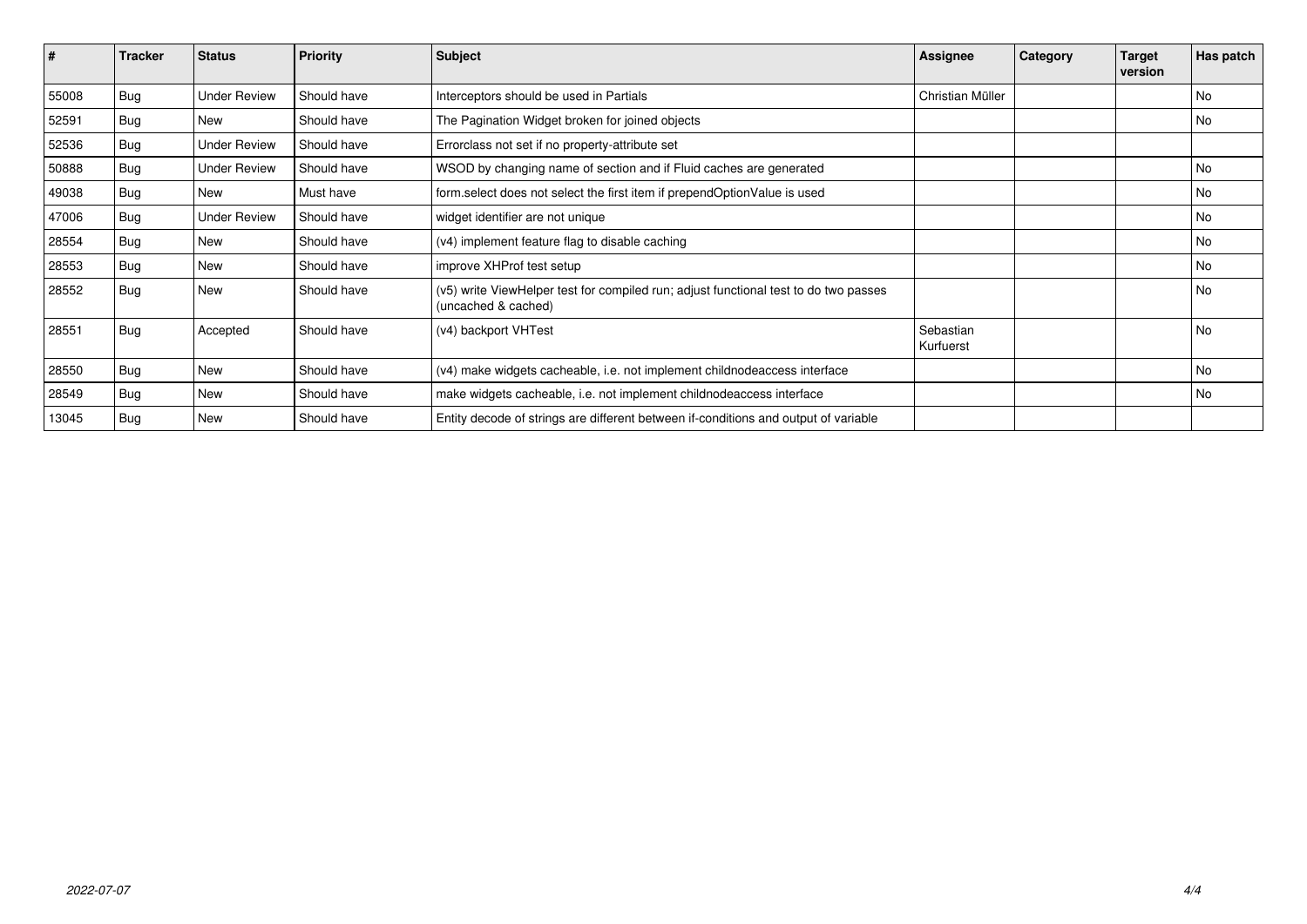| # | Tracker | Status | Priority | Subject | Assignee | Category | Target version | Has patch |
|---|---|---|---|---|---|---|---|---|
| 55008 | Bug | Under Review | Should have | Interceptors should be used in Partials | Christian Müller | | | No |
| 52591 | Bug | New | Should have | The Pagination Widget broken for joined objects | | | | No |
| 52536 | Bug | Under Review | Should have | Errorclass not set if no property-attribute set | | | | |
| 50888 | Bug | Under Review | Should have | WSOD by changing name of section and if Fluid caches are generated | | | | No |
| 49038 | Bug | New | Must have | form.select does not select the first item if prependOptionValue is used | | | | No |
| 47006 | Bug | Under Review | Should have | widget identifier are not unique | | | | No |
| 28554 | Bug | New | Should have | (v4) implement feature flag to disable caching | | | | No |
| 28553 | Bug | New | Should have | improve XHProf test setup | | | | No |
| 28552 | Bug | New | Should have | (v5) write ViewHelper test for compiled run; adjust functional test to do two passes (uncached & cached) | | | | No |
| 28551 | Bug | Accepted | Should have | (v4) backport VHTest | Sebastian Kurfuerst | | | No |
| 28550 | Bug | New | Should have | (v4) make widgets cacheable, i.e. not implement childnodeaccess interface | | | | No |
| 28549 | Bug | New | Should have | make widgets cacheable, i.e. not implement childnodeaccess interface | | | | No |
| 13045 | Bug | New | Should have | Entity decode of strings are different between if-conditions and output of variable | | | | |

*2022-07-07*